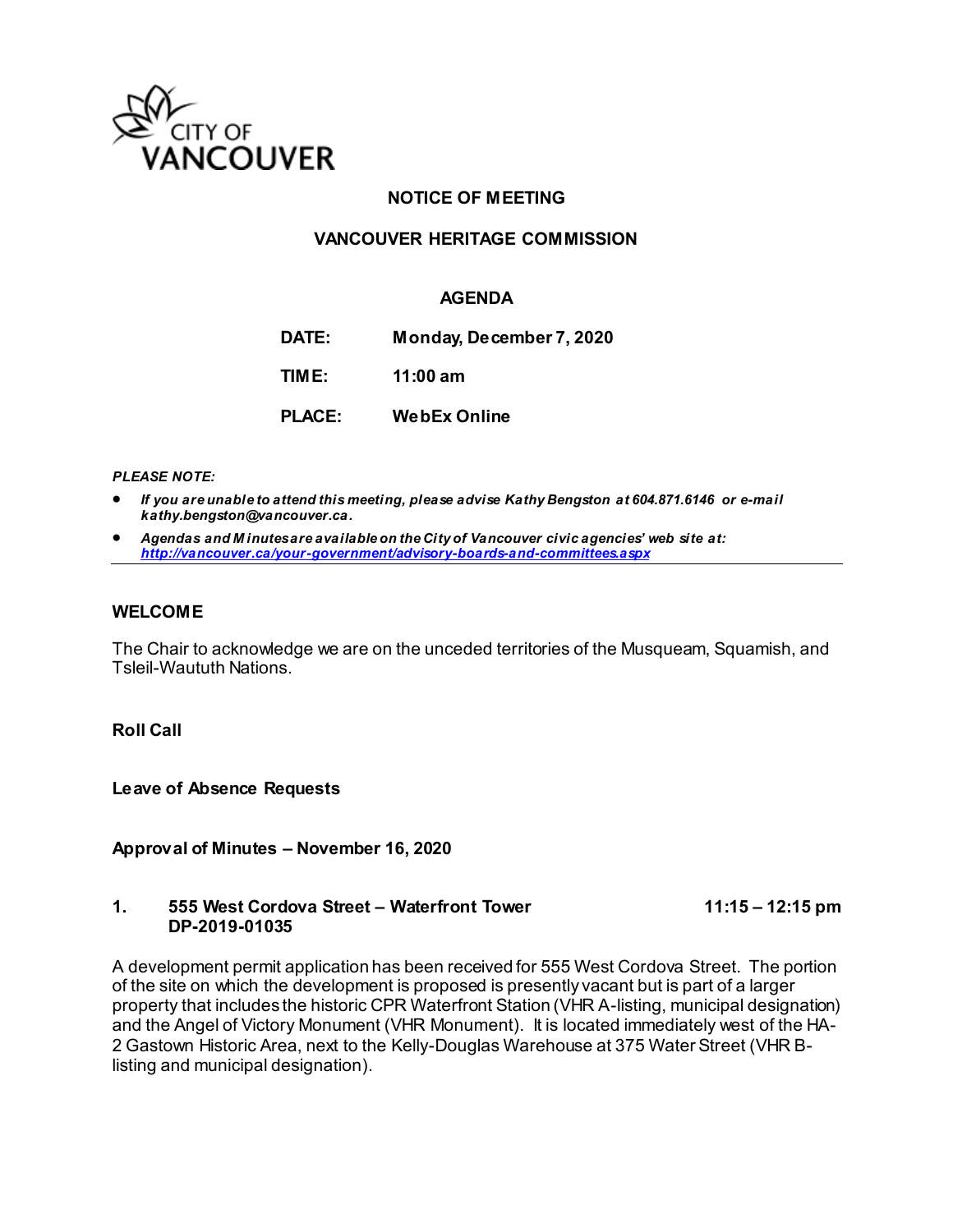CITY OF VANCOUVER

# NOTICE OF MEETING

## VANCOUVER HERITAGE COMMISSION

### AGENDA

| | |
|---|---|
| **DATE:** | **Monday, December 7, 2020** |
| **TIME:** | **11:00 am** |
| **PLACE:** | **WebEx Online** |

***PLEASE NOTE:***

- ***If you are unable to attend this meeting, please advise Kathy Bengston at 604.871.6146 or e-mail kathy.bengston@vancouver.ca.***
- ***Agendas and Minutes are available on the City of Vancouver civic agencies' web site at: http://vancouver.ca/your-government/advisory-boards-and-committees.aspx***

---

**WELCOME**

The Chair to acknowledge we are on the unceded territories of the Musqueam, Squamish, and Tsleil-Waututh Nations.

**Roll Call**

**Leave of Absence Requests**

**Approval of Minutes – November 16, 2020**

**1. 555 West Cordova Street – Waterfront Tower DP-2019-01035** **11:15 – 12:15 pm**

A development permit application has been received for 555 West Cordova Street. The portion of the site on which the development is proposed is presently vacant but is part of a larger property that includes the historic CPR Waterfront Station (VHR A-listing, municipal designation) and the Angel of Victory Monument (VHR Monument). It is located immediately west of the HA-2 Gastown Historic Area, next to the Kelly-Douglas Warehouse at 375 Water Street (VHR B-listing and municipal designation).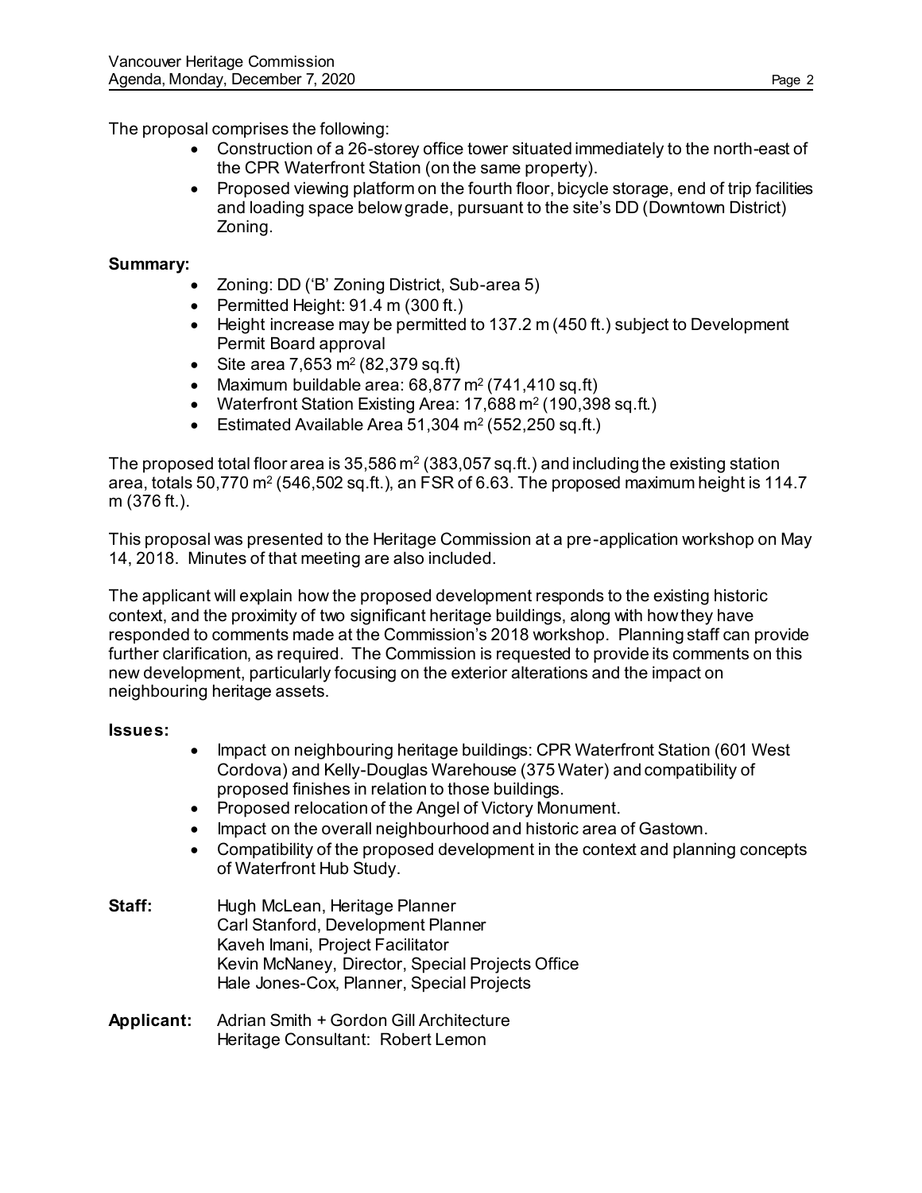The proposal comprises the following:

- Construction of a 26-storey office tower situated immediately to the north-east of the CPR Waterfront Station (on the same property).
- Proposed viewing platform on the fourth floor, bicycle storage, end of trip facilities and loading space below grade, pursuant to the site's DD (Downtown District) Zoning.

**Summary:**

- Zoning: DD ('B' Zoning District, Sub-area 5)
- Permitted Height: 91.4 m (300 ft.)
- Height increase may be permitted to 137.2 m (450 ft.) subject to Development Permit Board approval
- Site area 7,653 m$^2$ (82,379 sq.ft)
- Maximum buildable area: 68,877 m$^2$ (741,410 sq.ft)
- Waterfront Station Existing Area: 17,688 m$^2$ (190,398 sq.ft.)
- Estimated Available Area 51,304 m$^2$ (552,250 sq.ft.)

The proposed total floor area is 35,586 m$^2$ (383,057 sq.ft.) and including the existing station area, totals 50,770 m$^2$ (546,502 sq.ft.), an FSR of 6.63. The proposed maximum height is 114.7 m (376 ft.).

This proposal was presented to the Heritage Commission at a pre-application workshop on May 14, 2018. Minutes of that meeting are also included.

The applicant will explain how the proposed development responds to the existing historic context, and the proximity of two significant heritage buildings, along with how they have responded to comments made at the Commission's 2018 workshop. Planning staff can provide further clarification, as required. The Commission is requested to provide its comments on this new development, particularly focusing on the exterior alterations and the impact on neighbouring heritage assets.

**Issues:**

- Impact on neighbouring heritage buildings: CPR Waterfront Station (601 West Cordova) and Kelly-Douglas Warehouse (375 Water) and compatibility of proposed finishes in relation to those buildings.
- Proposed relocation of the Angel of Victory Monument.
- Impact on the overall neighbourhood and historic area of Gastown.
- Compatibility of the proposed development in the context and planning concepts of Waterfront Hub Study.

**Staff:** Hugh McLean, Heritage Planner
Carl Stanford, Development Planner
Kaveh Imani, Project Facilitator
Kevin McNaney, Director, Special Projects Office
Hale Jones-Cox, Planner, Special Projects

**Applicant:** Adrian Smith + Gordon Gill Architecture
Heritage Consultant: Robert Lemon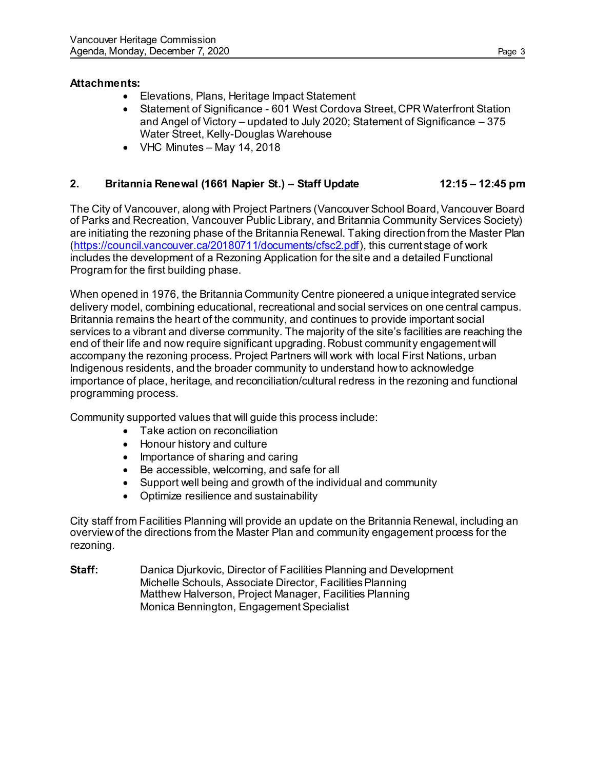**Attachments:**

- Elevations, Plans, Heritage Impact Statement
- Statement of Significance - 601 West Cordova Street, CPR Waterfront Station and Angel of Victory – updated to July 2020; Statement of Significance – 375 Water Street, Kelly-Douglas Warehouse
- VHC Minutes – May 14, 2018

## 2. Britannia Renewal (1661 Napier St.) – Staff Update 12:15 – 12:45 pm

The City of Vancouver, along with Project Partners (Vancouver School Board, Vancouver Board of Parks and Recreation, Vancouver Public Library, and Britannia Community Services Society) are initiating the rezoning phase of the Britannia Renewal. Taking direction from the Master Plan (https://council.vancouver.ca/20180711/documents/cfsc2.pdf), this current stage of work includes the development of a Rezoning Application for the site and a detailed Functional Program for the first building phase.

When opened in 1976, the Britannia Community Centre pioneered a unique integrated service delivery model, combining educational, recreational and social services on one central campus. Britannia remains the heart of the community, and continues to provide important social services to a vibrant and diverse community. The majority of the site's facilities are reaching the end of their life and now require significant upgrading. Robust community engagement will accompany the rezoning process. Project Partners will work with local First Nations, urban Indigenous residents, and the broader community to understand how to acknowledge importance of place, heritage, and reconciliation/cultural redress in the rezoning and functional programming process.

Community supported values that will guide this process include:

- Take action on reconciliation
- Honour history and culture
- Importance of sharing and caring
- Be accessible, welcoming, and safe for all
- Support well being and growth of the individual and community
- Optimize resilience and sustainability

City staff from Facilities Planning will provide an update on the Britannia Renewal, including an overview of the directions from the Master Plan and community engagement process for the rezoning.

**Staff:** Danica Djurkovic, Director of Facilities Planning and Development
Michelle Schouls, Associate Director, Facilities Planning
Matthew Halverson, Project Manager, Facilities Planning
Monica Bennington, Engagement Specialist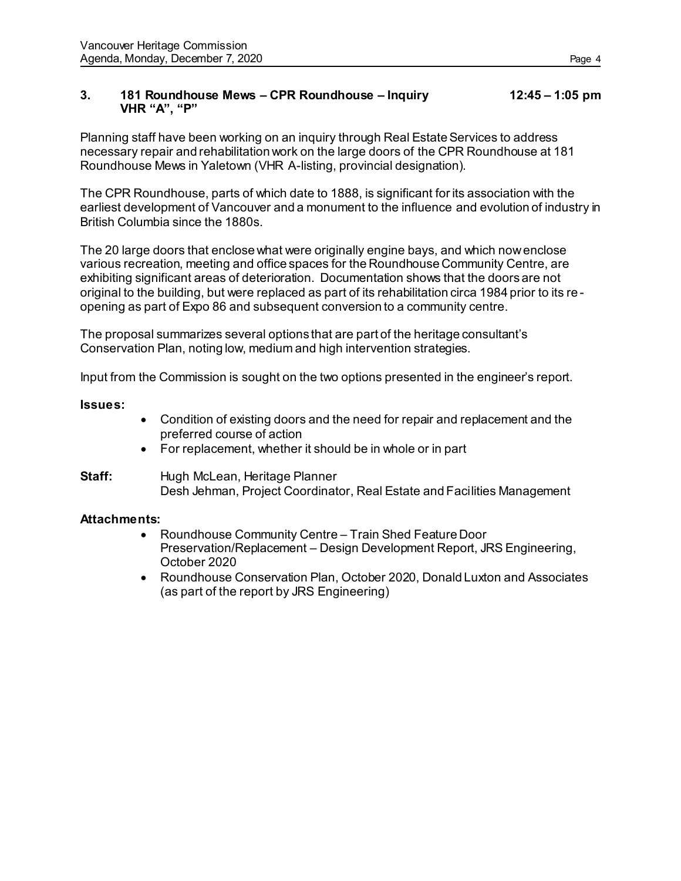### 3. 181 Roundhouse Mews – CPR Roundhouse – Inquiry VHR "A", "P" 12:45 – 1:05 pm

Planning staff have been working on an inquiry through Real Estate Services to address necessary repair and rehabilitation work on the large doors of the CPR Roundhouse at 181 Roundhouse Mews in Yaletown (VHR A-listing, provincial designation).

The CPR Roundhouse, parts of which date to 1888, is significant for its association with the earliest development of Vancouver and a monument to the influence and evolution of industry in British Columbia since the 1880s.

The 20 large doors that enclose what were originally engine bays, and which now enclose various recreation, meeting and office spaces for the Roundhouse Community Centre, are exhibiting significant areas of deterioration. Documentation shows that the doors are not original to the building, but were replaced as part of its rehabilitation circa 1984 prior to its re-opening as part of Expo 86 and subsequent conversion to a community centre.

The proposal summarizes several options that are part of the heritage consultant's Conservation Plan, noting low, medium and high intervention strategies.

Input from the Commission is sought on the two options presented in the engineer's report.

**Issues:**

- Condition of existing doors and the need for repair and replacement and the preferred course of action
- For replacement, whether it should be in whole or in part

**Staff:** Hugh McLean, Heritage Planner
Desh Jehman, Project Coordinator, Real Estate and Facilities Management

**Attachments:**

- Roundhouse Community Centre – Train Shed Feature Door Preservation/Replacement – Design Development Report, JRS Engineering, October 2020
- Roundhouse Conservation Plan, October 2020, Donald Luxton and Associates (as part of the report by JRS Engineering)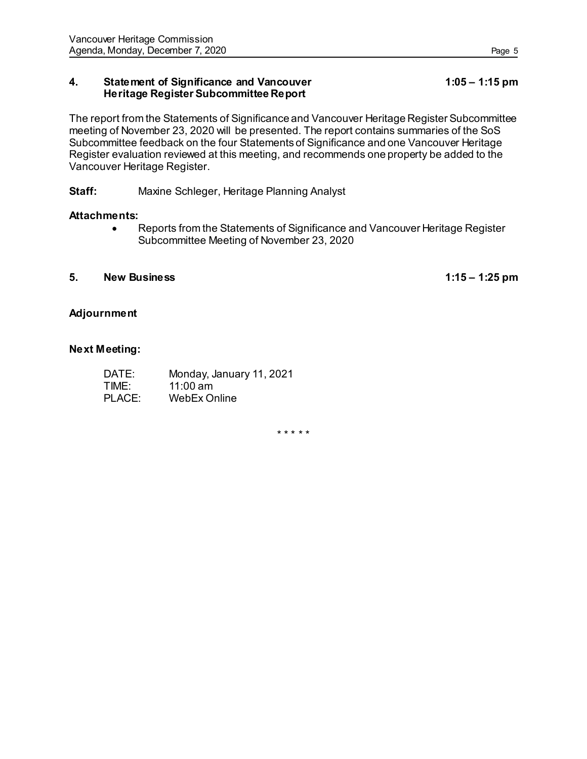## 4. Statement of Significance and Vancouver Heritage Register Subcommittee Report — 1:05 – 1:15 pm

The report from the Statements of Significance and Vancouver Heritage Register Subcommittee meeting of November 23, 2020 will be presented. The report contains summaries of the SoS Subcommittee feedback on the four Statements of Significance and one Vancouver Heritage Register evaluation reviewed at this meeting, and recommends one property be added to the Vancouver Heritage Register.

**Staff:** Maxine Schleger, Heritage Planning Analyst

**Attachments:**

- Reports from the Statements of Significance and Vancouver Heritage Register Subcommittee Meeting of November 23, 2020

## 5. New Business — 1:15 – 1:25 pm

**Adjournment**

**Next Meeting:**

DATE: Monday, January 11, 2021
TIME: 11:00 am
PLACE: WebEx Online

\* \* \* \* \*